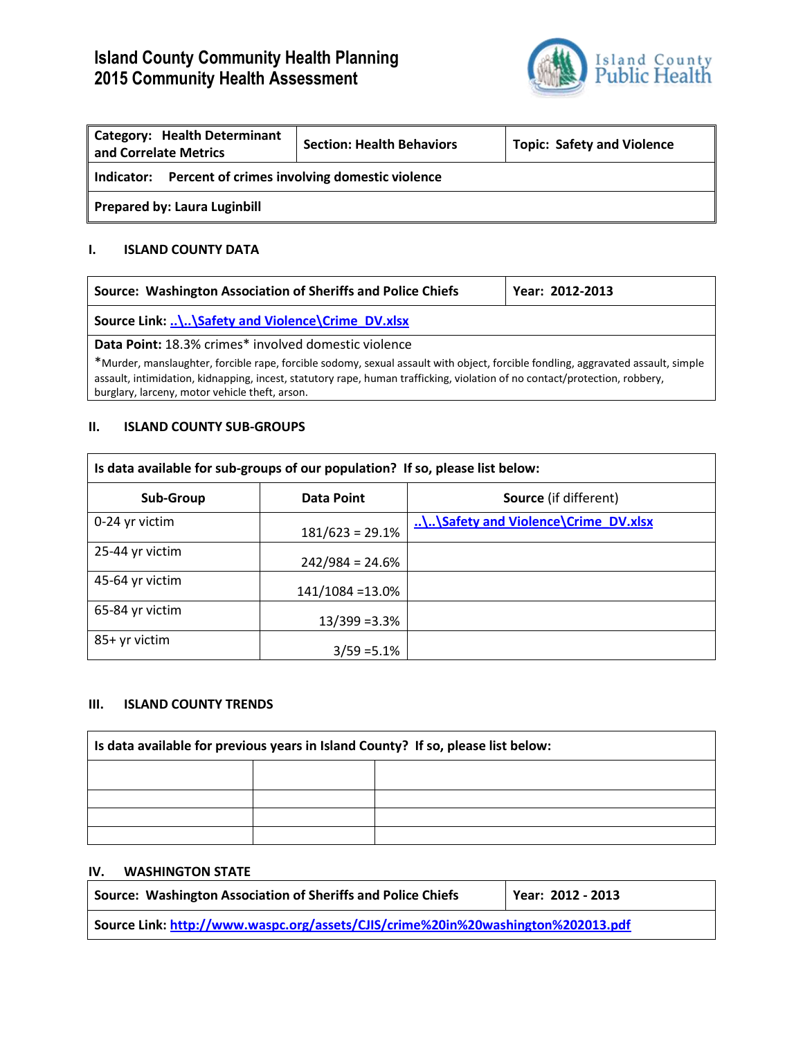# Island County Community Health Planning
# 2015 Community Health Assessment

Island County Public Health

| Category: Health Determinant and Correlate Metrics | Section: Health Behaviors | Topic: Safety and Violence |
|---|---|---|
| **Indicator:** Percent of crimes involving domestic violence | | |
| **Prepared by:** Laura Luginbill | | |

## I. ISLAND COUNTY DATA

| Source: Washington Association of Sheriffs and Police Chiefs | Year: 2012-2013 |
|---|---|
| **Source Link:** [..\..\Safety and Violence\Crime_DV.xlsx](..\..\Safety and Violence\Crime_DV.xlsx) | |
| **Data Point:** 18.3% crimes* involved domestic violence<br>*Murder, manslaughter, forcible rape, forcible sodomy, sexual assault with object, forcible fondling, aggravated assault, simple assault, intimidation, kidnapping, incest, statutory rape, human trafficking, violation of no contact/protection, robbery, burglary, larceny, motor vehicle theft, arson. | |

## II. ISLAND COUNTY SUB-GROUPS

**Is data available for sub-groups of our population? If so, please list below:**

| Sub-Group | Data Point | Source (if different) |
|---|---|---|
| 0-24 yr victim | 181/623 = 29.1% | [..\..\Safety and Violence\Crime_DV.xlsx](..\..\Safety and Violence\Crime_DV.xlsx) |
| 25-44 yr victim | 242/984 = 24.6% | |
| 45-64 yr victim | 141/1084 =13.0% | |
| 65-84 yr victim | 13/399 =3.3% | |
| 85+ yr victim | 3/59 =5.1% | |

## III. ISLAND COUNTY TRENDS

**Is data available for previous years in Island County? If so, please list below:**

| | | |
|---|---|---|
| | | |
| | | |
| | | |
| | | |

## IV. WASHINGTON STATE

| Source: Washington Association of Sheriffs and Police Chiefs | Year: 2012 - 2013 |
|---|---|
| **Source Link:** [http://www.waspc.org/assets/CJIS/crime%20in%20washington%202013.pdf](http://www.waspc.org/assets/CJIS/crime%20in%20washington%202013.pdf) | |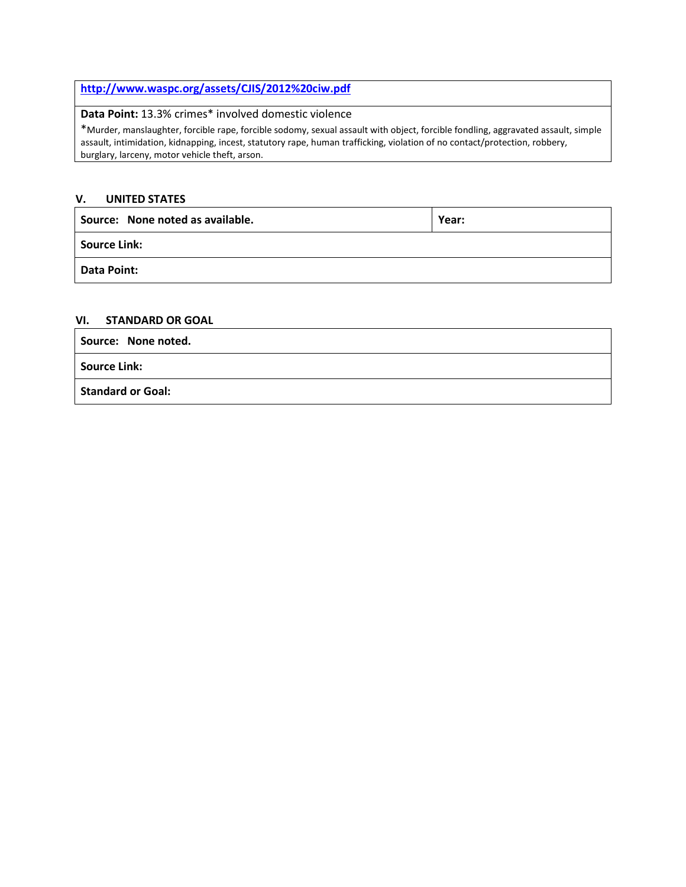| http://www.waspc.org/assets/CJIS/2012%20ciw.pdf |
|---|
| **Data Point:** 13.3% crimes* involved domestic violence<br>*Murder, manslaughter, forcible rape, forcible sodomy, sexual assault with object, forcible fondling, aggravated assault, simple assault, intimidation, kidnapping, incest, statutory rape, human trafficking, violation of no contact/protection, robbery, burglary, larceny, motor vehicle theft, arson. |

## V. UNITED STATES

| **Source: None noted as available.** | **Year:** |
|---|---|
| **Source Link:** | |
| **Data Point:** | |

## VI. STANDARD OR GOAL

| **Source: None noted.** |
|---|
| **Source Link:** |
| **Standard or Goal:** |